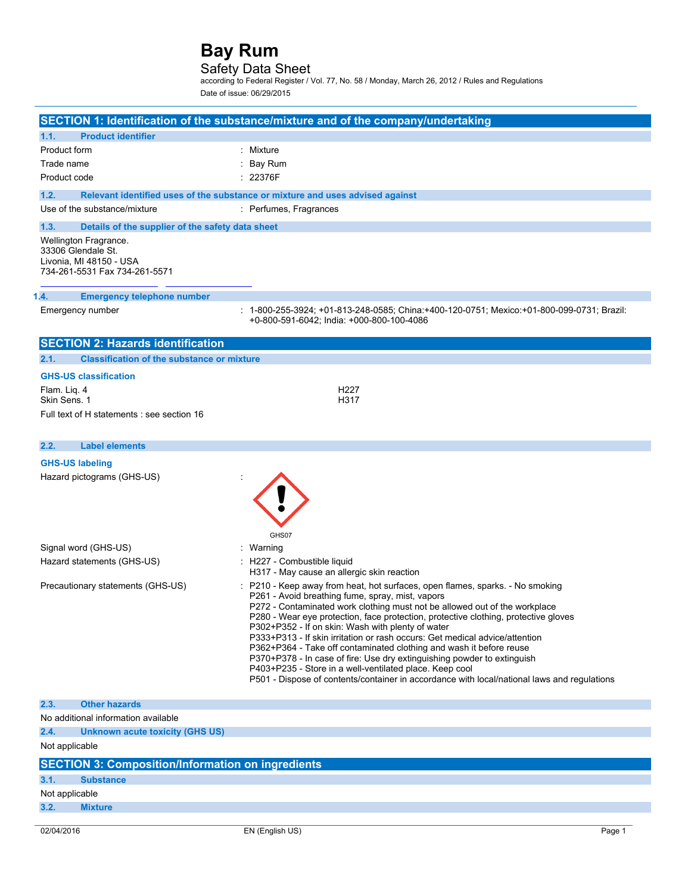# Bay Rum

## Safety Data Sheet

according to Federal Register / Vol. 77, No. 58 / Monday, March 26, 2012 / Rules and Regulations

Date of issue: 06/29/2015

## SECTION 1: Identification of the substance/mixture and of the company/undertaking

### 1.1. Product identifier

| | |
|---|---|
| Product form | : Mixture |
| Trade name | : Bay Rum |
| Product code | : 22376F |

### 1.2. Relevant identified uses of the substance or mixture and uses advised against

| | |
|---|---|
| Use of the substance/mixture | : Perfumes, Fragrances |

### 1.3. Details of the supplier of the safety data sheet

Wellington Fragrance.
33306 Glendale St.
Livonia, MI 48150 - USA
734-261-5531 Fax 734-261-5571

### 1.4. Emergency telephone number

| | |
|---|---|
| Emergency number | : 1-800-255-3924; +01-813-248-0585; China:+400-120-0751; Mexico:+01-800-099-0731; Brazil: +0-800-591-6042; India: +000-800-100-4086 |

## SECTION 2: Hazards identification

### 2.1. Classification of the substance or mixture

**GHS-US classification**

| | |
|---|---|
| Flam. Liq. 4 | H227 |
| Skin Sens. 1 | H317 |

Full text of H statements : see section 16

### 2.2. Label elements

**GHS-US labeling**

Hazard pictograms (GHS-US) :

GHS07

Signal word (GHS-US) : Warning

Hazard statements (GHS-US) :
- H227 - Combustible liquid
- H317 - May cause an allergic skin reaction

Precautionary statements (GHS-US) :
- P210 - Keep away from heat, hot surfaces, open flames, sparks. - No smoking
- P261 - Avoid breathing fume, spray, mist, vapors
- P272 - Contaminated work clothing must not be allowed out of the workplace
- P280 - Wear eye protection, face protection, protective clothing, protective gloves
- P302+P352 - If on skin: Wash with plenty of water
- P333+P313 - If skin irritation or rash occurs: Get medical advice/attention
- P362+P364 - Take off contaminated clothing and wash it before reuse
- P370+P378 - In case of fire: Use dry extinguishing powder to extinguish
- P403+P235 - Store in a well-ventilated place. Keep cool
- P501 - Dispose of contents/container in accordance with local/national laws and regulations

### 2.3. Other hazards

No additional information available

### 2.4. Unknown acute toxicity (GHS US)

Not applicable

## SECTION 3: Composition/Information on ingredients

### 3.1. Substance

Not applicable

### 3.2. Mixture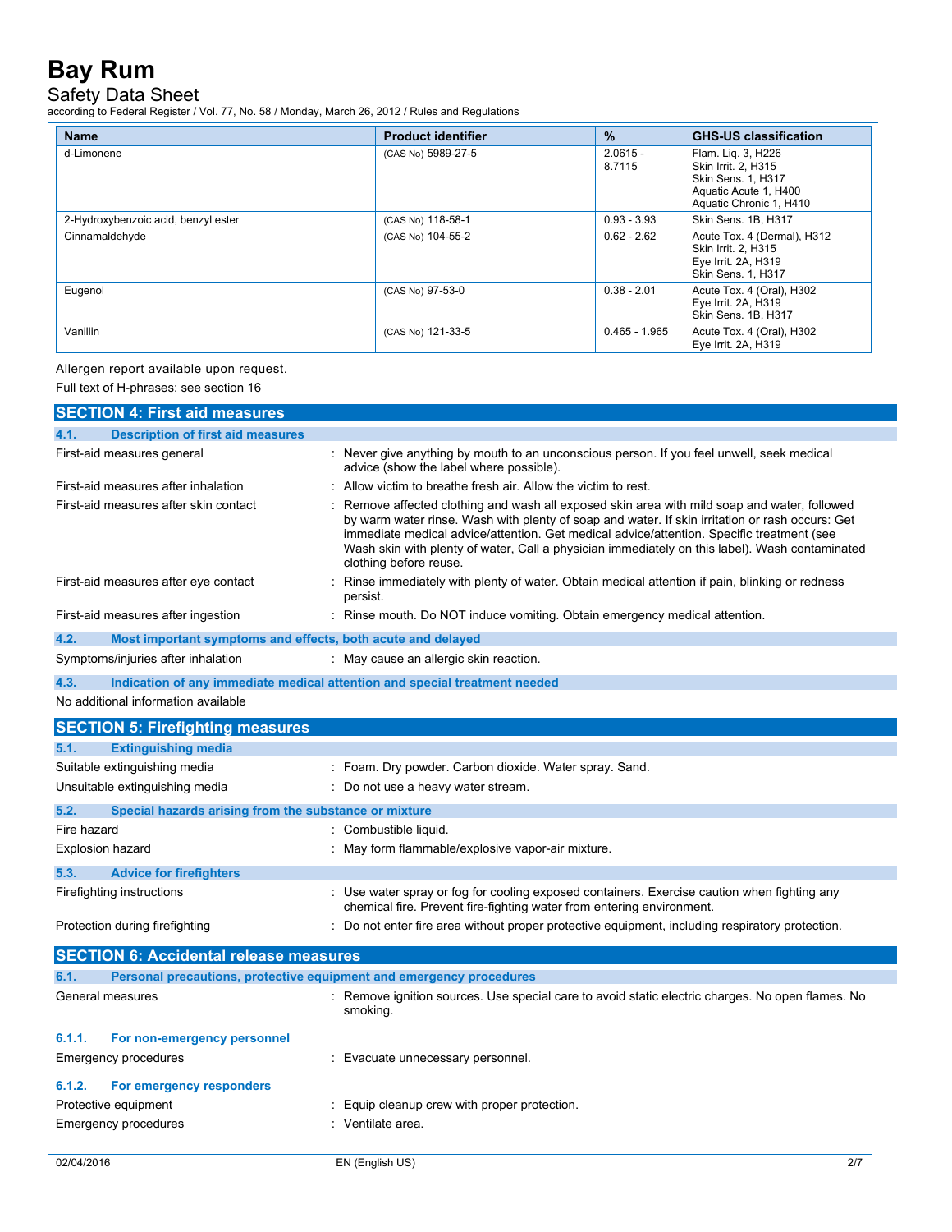| Name | Product identifier | % | GHS-US classification |
|---|---|---|---|
| d-Limonene | (CAS No) 5989-27-5 | 2.0615 - 8.7115 | Flam. Liq. 3, H226<br>Skin Irrit. 2, H315<br>Skin Sens. 1, H317<br>Aquatic Acute 1, H400<br>Aquatic Chronic 1, H410 |
| 2-Hydroxybenzoic acid, benzyl ester | (CAS No) 118-58-1 | 0.93 - 3.93 | Skin Sens. 1B, H317 |
| Cinnamaldehyde | (CAS No) 104-55-2 | 0.62 - 2.62 | Acute Tox. 4 (Dermal), H312<br>Skin Irrit. 2, H315<br>Eye Irrit. 2A, H319<br>Skin Sens. 1, H317 |
| Eugenol | (CAS No) 97-53-0 | 0.38 - 2.01 | Acute Tox. 4 (Oral), H302<br>Eye Irrit. 2A, H319<br>Skin Sens. 1B, H317 |
| Vanillin | (CAS No) 121-33-5 | 0.465 - 1.965 | Acute Tox. 4 (Oral), H302<br>Eye Irrit. 2A, H319 |

Allergen report available upon request.

Full text of H-phrases: see section 16

## SECTION 4: First aid measures

### 4.1. Description of first aid measures

First-aid measures general : Never give anything by mouth to an unconscious person. If you feel unwell, seek medical advice (show the label where possible).

First-aid measures after inhalation : Allow victim to breathe fresh air. Allow the victim to rest.

First-aid measures after skin contact : Remove affected clothing and wash all exposed skin area with mild soap and water, followed by warm water rinse. Wash with plenty of soap and water. If skin irritation or rash occurs: Get immediate medical advice/attention. Get medical advice/attention. Specific treatment (see Wash skin with plenty of water, Call a physician immediately on this label). Wash contaminated clothing before reuse.

First-aid measures after eye contact : Rinse immediately with plenty of water. Obtain medical attention if pain, blinking or redness persist.

First-aid measures after ingestion : Rinse mouth. Do NOT induce vomiting. Obtain emergency medical attention.

### 4.2. Most important symptoms and effects, both acute and delayed

Symptoms/injuries after inhalation : May cause an allergic skin reaction.

### 4.3. Indication of any immediate medical attention and special treatment needed

No additional information available

## SECTION 5: Firefighting measures

### 5.1. Extinguishing media

Suitable extinguishing media : Foam. Dry powder. Carbon dioxide. Water spray. Sand.

Unsuitable extinguishing media : Do not use a heavy water stream.

### 5.2. Special hazards arising from the substance or mixture

Fire hazard : Combustible liquid.

Explosion hazard : May form flammable/explosive vapor-air mixture.

### 5.3. Advice for firefighters

Firefighting instructions : Use water spray or fog for cooling exposed containers. Exercise caution when fighting any chemical fire. Prevent fire-fighting water from entering environment.

Protection during firefighting : Do not enter fire area without proper protective equipment, including respiratory protection.

## SECTION 6: Accidental release measures

### 6.1. Personal precautions, protective equipment and emergency procedures

General measures : Remove ignition sources. Use special care to avoid static electric charges. No open flames. No smoking.

#### 6.1.1. For non-emergency personnel

Emergency procedures : Evacuate unnecessary personnel.

#### 6.1.2. For emergency responders

Protective equipment : Equip cleanup crew with proper protection.

Emergency procedures : Ventilate area.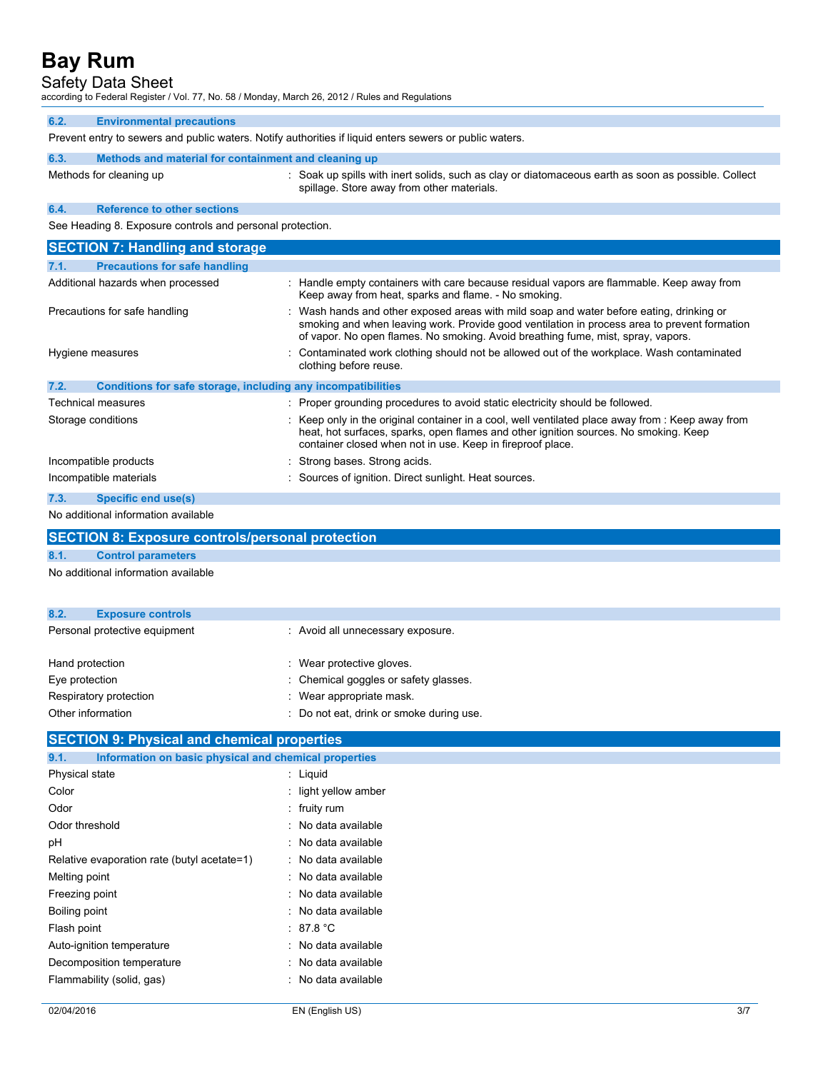#### 6.2. Environmental precautions

Prevent entry to sewers and public waters. Notify authorities if liquid enters sewers or public waters.

#### 6.3. Methods and material for containment and cleaning up

| | |
|---|---|
| Methods for cleaning up | : Soak up spills with inert solids, such as clay or diatomaceous earth as soon as possible. Collect spillage. Store away from other materials. |

#### 6.4. Reference to other sections

See Heading 8. Exposure controls and personal protection.

## SECTION 7: Handling and storage

#### 7.1. Precautions for safe handling

| | |
|---|---|
| Additional hazards when processed | : Handle empty containers with care because residual vapors are flammable. Keep away from Keep away from heat, sparks and flame. - No smoking. |
| Precautions for safe handling | : Wash hands and other exposed areas with mild soap and water before eating, drinking or smoking and when leaving work. Provide good ventilation in process area to prevent formation of vapor. No open flames. No smoking. Avoid breathing fume, mist, spray, vapors. |
| Hygiene measures | : Contaminated work clothing should not be allowed out of the workplace. Wash contaminated clothing before reuse. |

#### 7.2. Conditions for safe storage, including any incompatibilities

| | |
|---|---|
| Technical measures | : Proper grounding procedures to avoid static electricity should be followed. |
| Storage conditions | : Keep only in the original container in a cool, well ventilated place away from : Keep away from heat, hot surfaces, sparks, open flames and other ignition sources. No smoking. Keep container closed when not in use. Keep in fireproof place. |
| Incompatible products | : Strong bases. Strong acids. |
| Incompatible materials | : Sources of ignition. Direct sunlight. Heat sources. |

#### 7.3. Specific end use(s)

No additional information available

## SECTION 8: Exposure controls/personal protection

#### 8.1. Control parameters

No additional information available

#### 8.2. Exposure controls

| | |
|---|---|
| Personal protective equipment | : Avoid all unnecessary exposure. |
| Hand protection | : Wear protective gloves. |
| Eye protection | : Chemical goggles or safety glasses. |
| Respiratory protection | : Wear appropriate mask. |
| Other information | : Do not eat, drink or smoke during use. |

## SECTION 9: Physical and chemical properties

#### 9.1. Information on basic physical and chemical properties

| | |
|---|---|
| Physical state | : Liquid |
| Color | : light yellow amber |
| Odor | : fruity rum |
| Odor threshold | : No data available |
| pH | : No data available |
| Relative evaporation rate (butyl acetate=1) | : No data available |
| Melting point | : No data available |
| Freezing point | : No data available |
| Boiling point | : No data available |
| Flash point | : 87.8 °C |
| Auto-ignition temperature | : No data available |
| Decomposition temperature | : No data available |
| Flammability (solid, gas) | : No data available |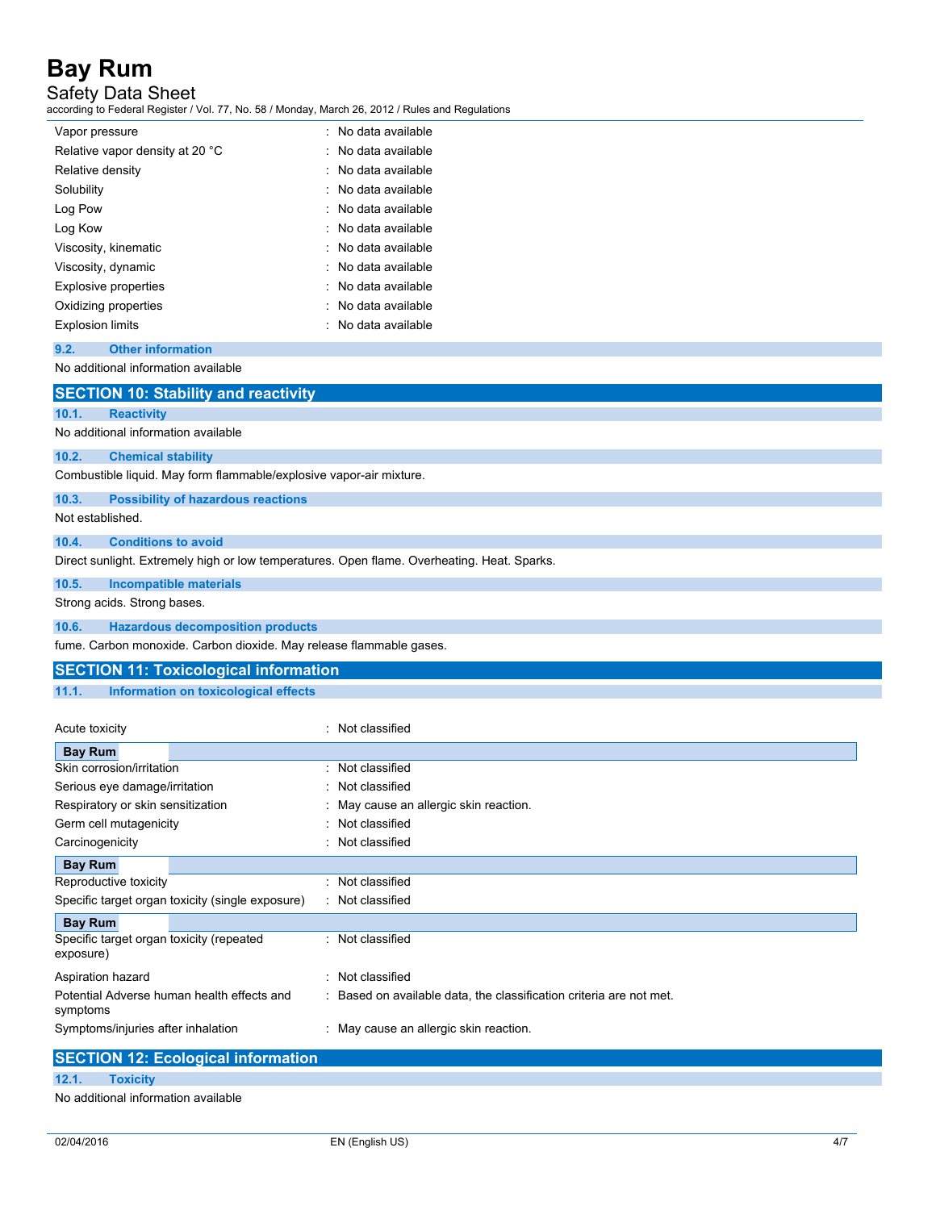| | |
|---|---|
| Vapor pressure | : No data available |
| Relative vapor density at 20 °C | : No data available |
| Relative density | : No data available |
| Solubility | : No data available |
| Log Pow | : No data available |
| Log Kow | : No data available |
| Viscosity, kinematic | : No data available |
| Viscosity, dynamic | : No data available |
| Explosive properties | : No data available |
| Oxidizing properties | : No data available |
| Explosion limits | : No data available |

### 9.2. Other information

No additional information available

## SECTION 10: Stability and reactivity

### 10.1. Reactivity

No additional information available

### 10.2. Chemical stability

Combustible liquid. May form flammable/explosive vapor-air mixture.

### 10.3. Possibility of hazardous reactions

Not established.

### 10.4. Conditions to avoid

Direct sunlight. Extremely high or low temperatures. Open flame. Overheating. Heat. Sparks.

### 10.5. Incompatible materials

Strong acids. Strong bases.

### 10.6. Hazardous decomposition products

fume. Carbon monoxide. Carbon dioxide. May release flammable gases.

## SECTION 11: Toxicological information

### 11.1. Information on toxicological effects

| | |
|---|---|
| Acute toxicity | : Not classified |
| **Bay Rum** | |
| Skin corrosion/irritation | : Not classified |
| Serious eye damage/irritation | : Not classified |
| Respiratory or skin sensitization | : May cause an allergic skin reaction. |
| Germ cell mutagenicity | : Not classified |
| Carcinogenicity | : Not classified |
| **Bay Rum** | |
| Reproductive toxicity | : Not classified |
| Specific target organ toxicity (single exposure) | : Not classified |
| **Bay Rum** | |
| Specific target organ toxicity (repeated exposure) | : Not classified |
| Aspiration hazard | : Not classified |
| Potential Adverse human health effects and symptoms | : Based on available data, the classification criteria are not met. |
| Symptoms/injuries after inhalation | : May cause an allergic skin reaction. |

## SECTION 12: Ecological information

### 12.1. Toxicity

No additional information available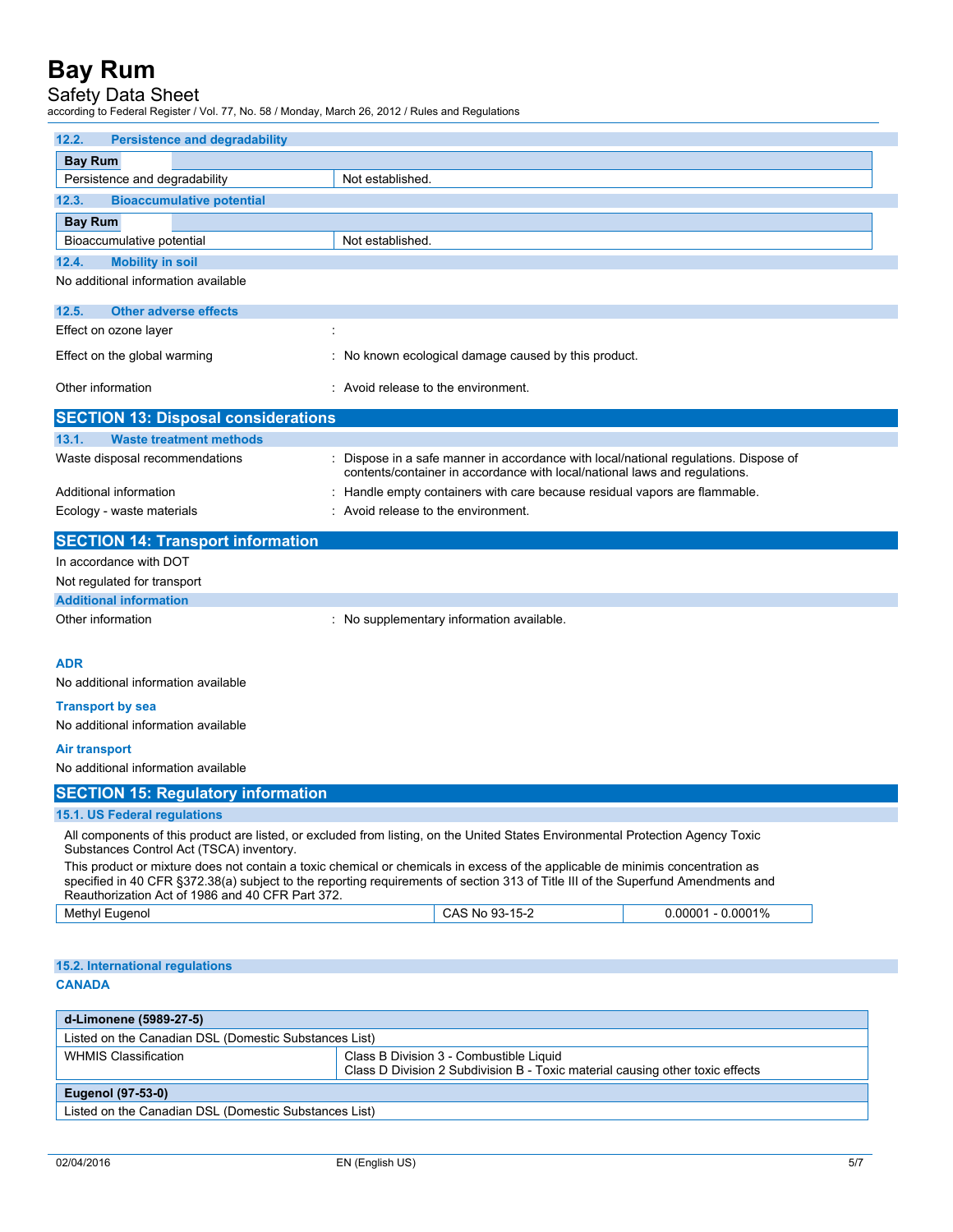### 12.2. Persistence and degradability

| Bay Rum | |
|---|---|
| Persistence and degradability | Not established. |

### 12.3. Bioaccumulative potential

| Bay Rum | |
|---|---|
| Bioaccumulative potential | Not established. |

### 12.4. Mobility in soil

No additional information available

### 12.5. Other adverse effects

Effect on ozone layer :

Effect on the global warming : No known ecological damage caused by this product.

Other information : Avoid release to the environment.

## SECTION 13: Disposal considerations

### 13.1. Waste treatment methods

Waste disposal recommendations : Dispose in a safe manner in accordance with local/national regulations. Dispose of contents/container in accordance with local/national laws and regulations.

Additional information : Handle empty containers with care because residual vapors are flammable.

Ecology - waste materials : Avoid release to the environment.

## SECTION 14: Transport information

In accordance with DOT

Not regulated for transport

### Additional information

Other information : No supplementary information available.

**ADR**

No additional information available

**Transport by sea**

No additional information available

**Air transport**

No additional information available

## SECTION 15: Regulatory information

### 15.1. US Federal regulations

All components of this product are listed, or excluded from listing, on the United States Environmental Protection Agency Toxic Substances Control Act (TSCA) inventory.

This product or mixture does not contain a toxic chemical or chemicals in excess of the applicable de minimis concentration as specified in 40 CFR §372.38(a) subject to the reporting requirements of section 313 of Title III of the Superfund Amendments and Reauthorization Act of 1986 and 40 CFR Part 372.

| Methyl Eugenol | CAS No 93-15-2 | 0.00001 - 0.0001% |
|---|---|---|

### 15.2. International regulations

**CANADA**

| d-Limonene (5989-27-5) | |
|---|---|
| Listed on the Canadian DSL (Domestic Substances List) | |
| WHMIS Classification | Class B Division 3 - Combustible Liquid<br>Class D Division 2 Subdivision B - Toxic material causing other toxic effects |

| Eugenol (97-53-0) |
|---|
| Listed on the Canadian DSL (Domestic Substances List) |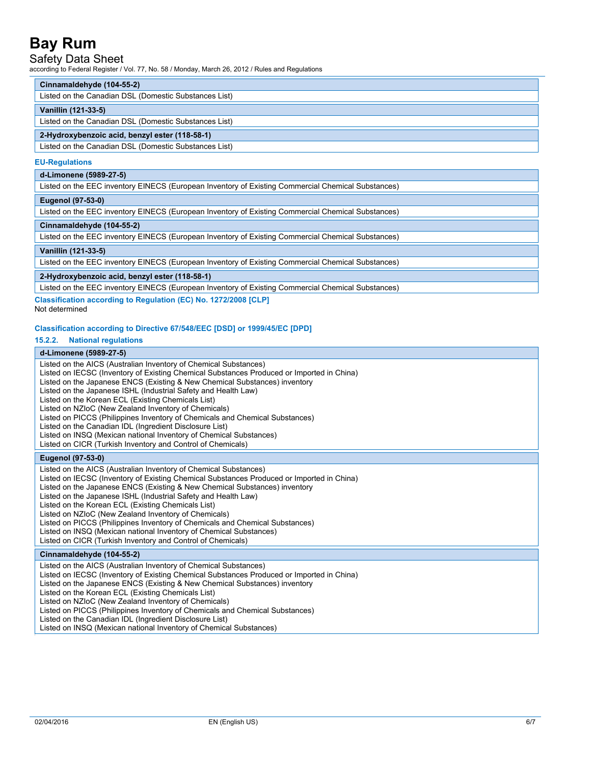| Cinnamaldehyde (104-55-2) |
|---|
| Listed on the Canadian DSL (Domestic Substances List) |

| Vanillin (121-33-5) |
|---|
| Listed on the Canadian DSL (Domestic Substances List) |

| 2-Hydroxybenzoic acid, benzyl ester (118-58-1) |
|---|
| Listed on the Canadian DSL (Domestic Substances List) |

**EU-Regulations**

| d-Limonene (5989-27-5) |
|---|
| Listed on the EEC inventory EINECS (European Inventory of Existing Commercial Chemical Substances) |

| Eugenol (97-53-0) |
|---|
| Listed on the EEC inventory EINECS (European Inventory of Existing Commercial Chemical Substances) |

| Cinnamaldehyde (104-55-2) |
|---|
| Listed on the EEC inventory EINECS (European Inventory of Existing Commercial Chemical Substances) |

| Vanillin (121-33-5) |
|---|
| Listed on the EEC inventory EINECS (European Inventory of Existing Commercial Chemical Substances) |

| 2-Hydroxybenzoic acid, benzyl ester (118-58-1) |
|---|
| Listed on the EEC inventory EINECS (European Inventory of Existing Commercial Chemical Substances) |

**Classification according to Regulation (EC) No. 1272/2008 [CLP]**

Not determined

**Classification according to Directive 67/548/EEC [DSD] or 1999/45/EC [DPD]**

### 15.2.2. National regulations

| d-Limonene (5989-27-5) |
|---|
| Listed on the AICS (Australian Inventory of Chemical Substances)<br>Listed on IECSC (Inventory of Existing Chemical Substances Produced or Imported in China)<br>Listed on the Japanese ENCS (Existing & New Chemical Substances) inventory<br>Listed on the Japanese ISHL (Industrial Safety and Health Law)<br>Listed on the Korean ECL (Existing Chemicals List)<br>Listed on NZIoC (New Zealand Inventory of Chemicals)<br>Listed on PICCS (Philippines Inventory of Chemicals and Chemical Substances)<br>Listed on the Canadian IDL (Ingredient Disclosure List)<br>Listed on INSQ (Mexican national Inventory of Chemical Substances)<br>Listed on CICR (Turkish Inventory and Control of Chemicals) |

| Eugenol (97-53-0) |
|---|
| Listed on the AICS (Australian Inventory of Chemical Substances)<br>Listed on IECSC (Inventory of Existing Chemical Substances Produced or Imported in China)<br>Listed on the Japanese ENCS (Existing & New Chemical Substances) inventory<br>Listed on the Japanese ISHL (Industrial Safety and Health Law)<br>Listed on the Korean ECL (Existing Chemicals List)<br>Listed on NZIoC (New Zealand Inventory of Chemicals)<br>Listed on PICCS (Philippines Inventory of Chemicals and Chemical Substances)<br>Listed on INSQ (Mexican national Inventory of Chemical Substances)<br>Listed on CICR (Turkish Inventory and Control of Chemicals) |

| Cinnamaldehyde (104-55-2) |
|---|
| Listed on the AICS (Australian Inventory of Chemical Substances)<br>Listed on IECSC (Inventory of Existing Chemical Substances Produced or Imported in China)<br>Listed on the Japanese ENCS (Existing & New Chemical Substances) inventory<br>Listed on the Korean ECL (Existing Chemicals List)<br>Listed on NZIoC (New Zealand Inventory of Chemicals)<br>Listed on PICCS (Philippines Inventory of Chemicals and Chemical Substances)<br>Listed on the Canadian IDL (Ingredient Disclosure List)<br>Listed on INSQ (Mexican national Inventory of Chemical Substances) |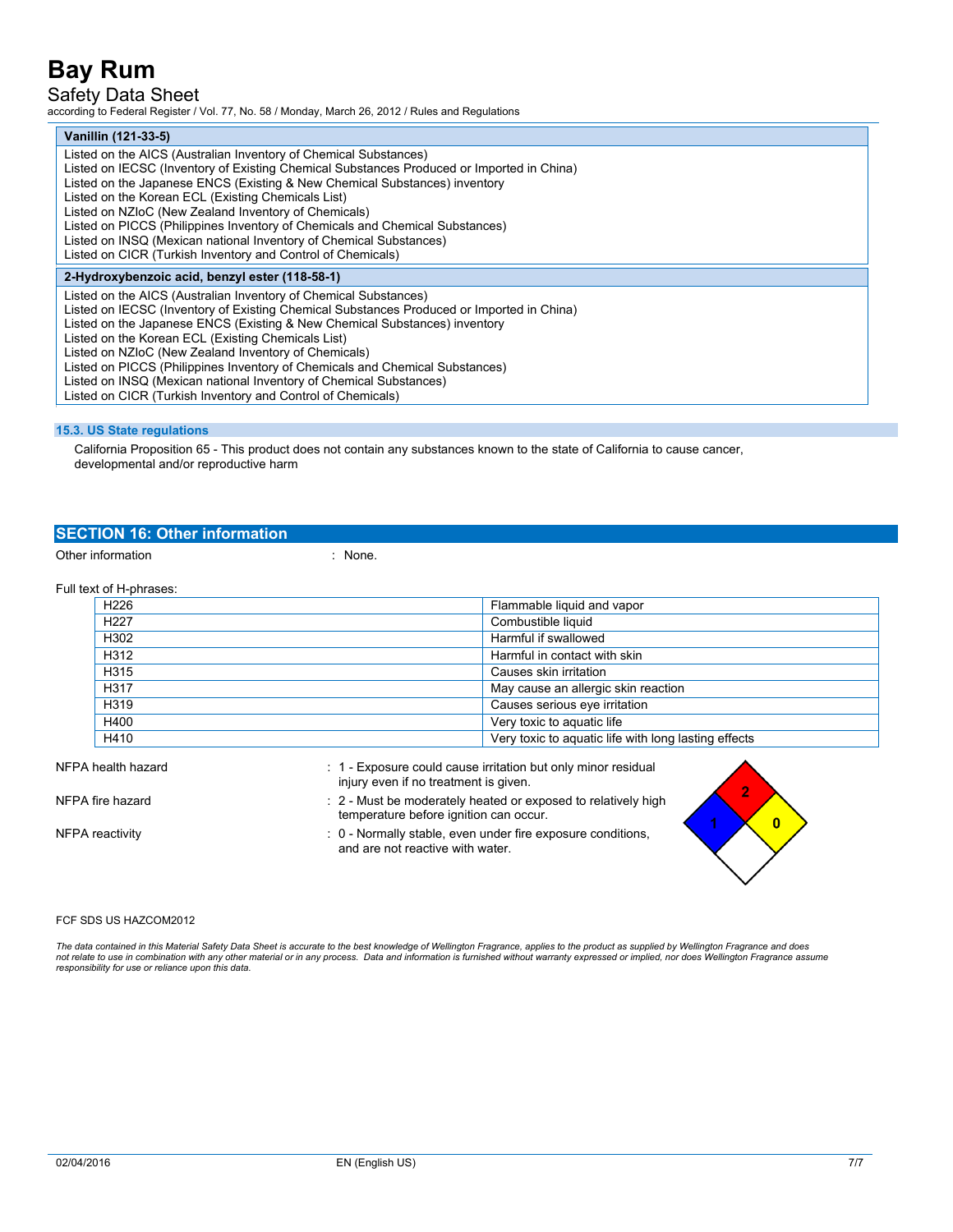| Vanillin (121-33-5) |
| --- |
| Listed on the AICS (Australian Inventory of Chemical Substances)<br>Listed on IECSC (Inventory of Existing Chemical Substances Produced or Imported in China)<br>Listed on the Japanese ENCS (Existing & New Chemical Substances) inventory<br>Listed on the Korean ECL (Existing Chemicals List)<br>Listed on NZIoC (New Zealand Inventory of Chemicals)<br>Listed on PICCS (Philippines Inventory of Chemicals and Chemical Substances)<br>Listed on INSQ (Mexican national Inventory of Chemical Substances)<br>Listed on CICR (Turkish Inventory and Control of Chemicals) |

| 2-Hydroxybenzoic acid, benzyl ester (118-58-1) |
| --- |
| Listed on the AICS (Australian Inventory of Chemical Substances)<br>Listed on IECSC (Inventory of Existing Chemical Substances Produced or Imported in China)<br>Listed on the Japanese ENCS (Existing & New Chemical Substances) inventory<br>Listed on the Korean ECL (Existing Chemicals List)<br>Listed on NZIoC (New Zealand Inventory of Chemicals)<br>Listed on PICCS (Philippines Inventory of Chemicals and Chemical Substances)<br>Listed on INSQ (Mexican national Inventory of Chemical Substances)<br>Listed on CICR (Turkish Inventory and Control of Chemicals) |

### 15.3. US State regulations

California Proposition 65 - This product does not contain any substances known to the state of California to cause cancer, developmental and/or reproductive harm

## SECTION 16: Other information

Other information : None.

Full text of H-phrases:

| | |
| --- | --- |
| H226 | Flammable liquid and vapor |
| H227 | Combustible liquid |
| H302 | Harmful if swallowed |
| H312 | Harmful in contact with skin |
| H315 | Causes skin irritation |
| H317 | May cause an allergic skin reaction |
| H319 | Causes serious eye irritation |
| H400 | Very toxic to aquatic life |
| H410 | Very toxic to aquatic life with long lasting effects |

NFPA health hazard : 1 - Exposure could cause irritation but only minor residual injury even if no treatment is given.

NFPA fire hazard : 2 - Must be moderately heated or exposed to relatively high temperature before ignition can occur.

NFPA reactivity : 0 - Normally stable, even under fire exposure conditions, and are not reactive with water.

2
1
0

FCF SDS US HAZCOM2012

*The data contained in this Material Safety Data Sheet is accurate to the best knowledge of Wellington Fragrance, applies to the product as supplied by Wellington Fragrance and does not relate to use in combination with any other material or in any process. Data and information is furnished without warranty expressed or implied, nor does Wellington Fragrance assume responsibility for use or reliance upon this data.*